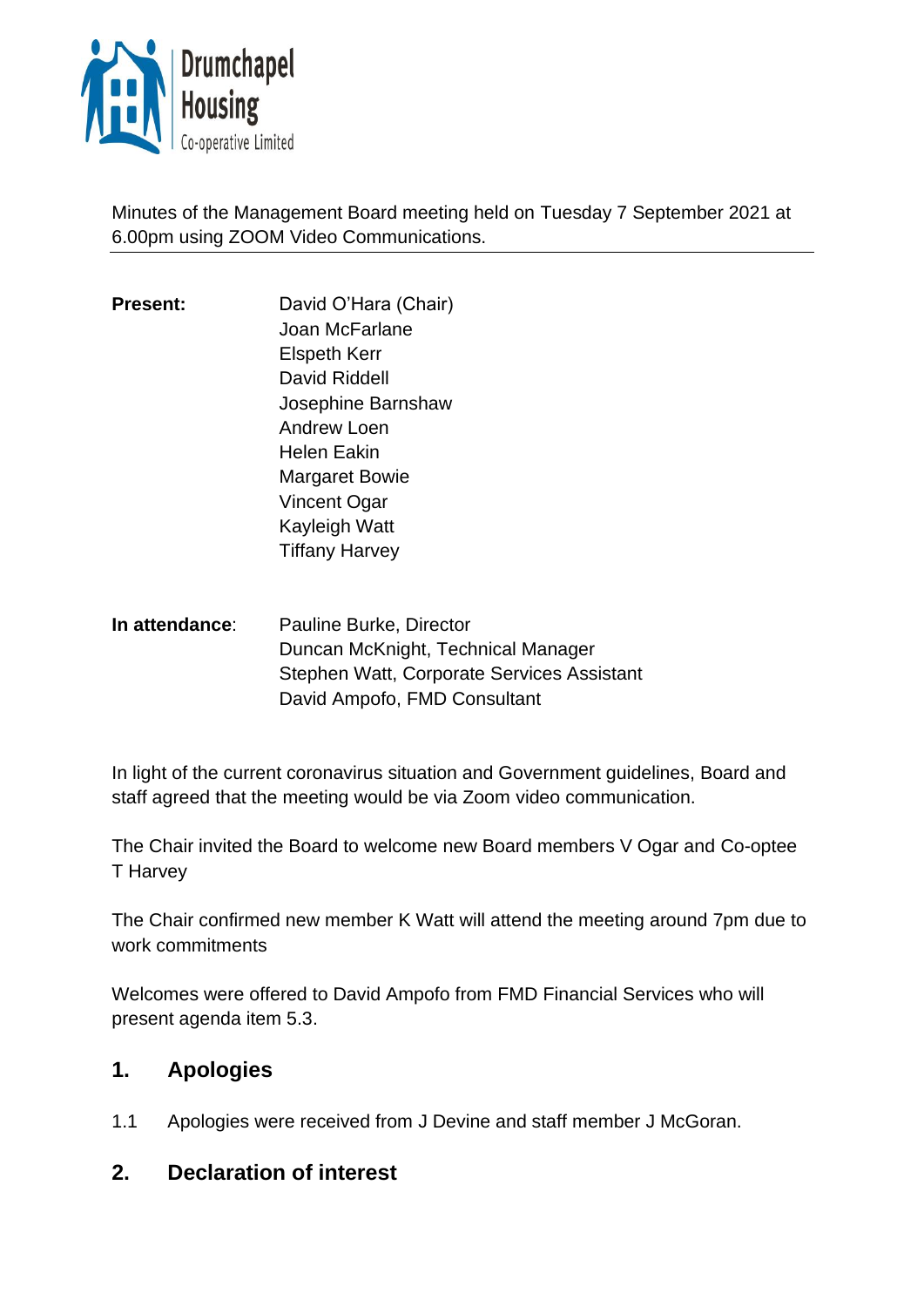Drumchapel Housing Co-operative Limited

Minutes of the Management Board meeting held on Tuesday 7 September 2021 at 6.00pm using ZOOM Video Communications.

---

**Present:** David O'Hara (Chair)
Joan McFarlane
Elspeth Kerr
David Riddell
Josephine Barnshaw
Andrew Loen
Helen Eakin
Margaret Bowie
Vincent Ogar
Kayleigh Watt
Tiffany Harvey

**In attendance**: Pauline Burke, Director
Duncan McKnight, Technical Manager
Stephen Watt, Corporate Services Assistant
David Ampofo, FMD Consultant

In light of the current coronavirus situation and Government guidelines, Board and staff agreed that the meeting would be via Zoom video communication.

The Chair invited the Board to welcome new Board members V Ogar and Co-optee T Harvey

The Chair confirmed new member K Watt will attend the meeting around 7pm due to work commitments

Welcomes were offered to David Ampofo from FMD Financial Services who will present agenda item 5.3.

## 1. Apologies

1.1 Apologies were received from J Devine and staff member J McGoran.

## 2. Declaration of interest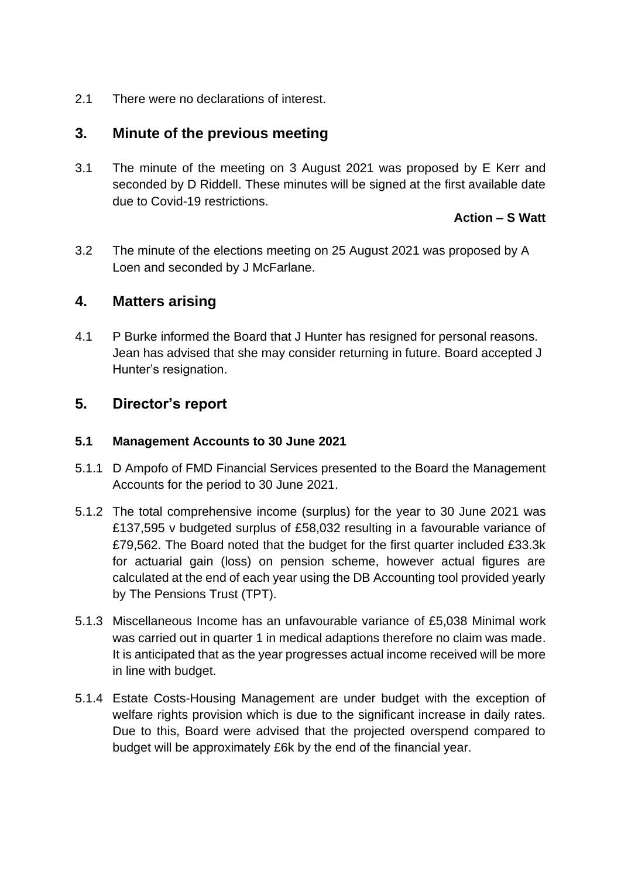2.1 There were no declarations of interest.

## 3. Minute of the previous meeting

3.1 The minute of the meeting on 3 August 2021 was proposed by E Kerr and seconded by D Riddell. These minutes will be signed at the first available date due to Covid-19 restrictions.

**Action – S Watt**

3.2 The minute of the elections meeting on 25 August 2021 was proposed by A Loen and seconded by J McFarlane.

## 4. Matters arising

4.1 P Burke informed the Board that J Hunter has resigned for personal reasons. Jean has advised that she may consider returning in future. Board accepted J Hunter's resignation.

## 5. Director's report

### 5.1 Management Accounts to 30 June 2021

5.1.1 D Ampofo of FMD Financial Services presented to the Board the Management Accounts for the period to 30 June 2021.

5.1.2 The total comprehensive income (surplus) for the year to 30 June 2021 was £137,595 v budgeted surplus of £58,032 resulting in a favourable variance of £79,562. The Board noted that the budget for the first quarter included £33.3k for actuarial gain (loss) on pension scheme, however actual figures are calculated at the end of each year using the DB Accounting tool provided yearly by The Pensions Trust (TPT).

5.1.3 Miscellaneous Income has an unfavourable variance of £5,038 Minimal work was carried out in quarter 1 in medical adaptions therefore no claim was made. It is anticipated that as the year progresses actual income received will be more in line with budget.

5.1.4 Estate Costs-Housing Management are under budget with the exception of welfare rights provision which is due to the significant increase in daily rates. Due to this, Board were advised that the projected overspend compared to budget will be approximately £6k by the end of the financial year.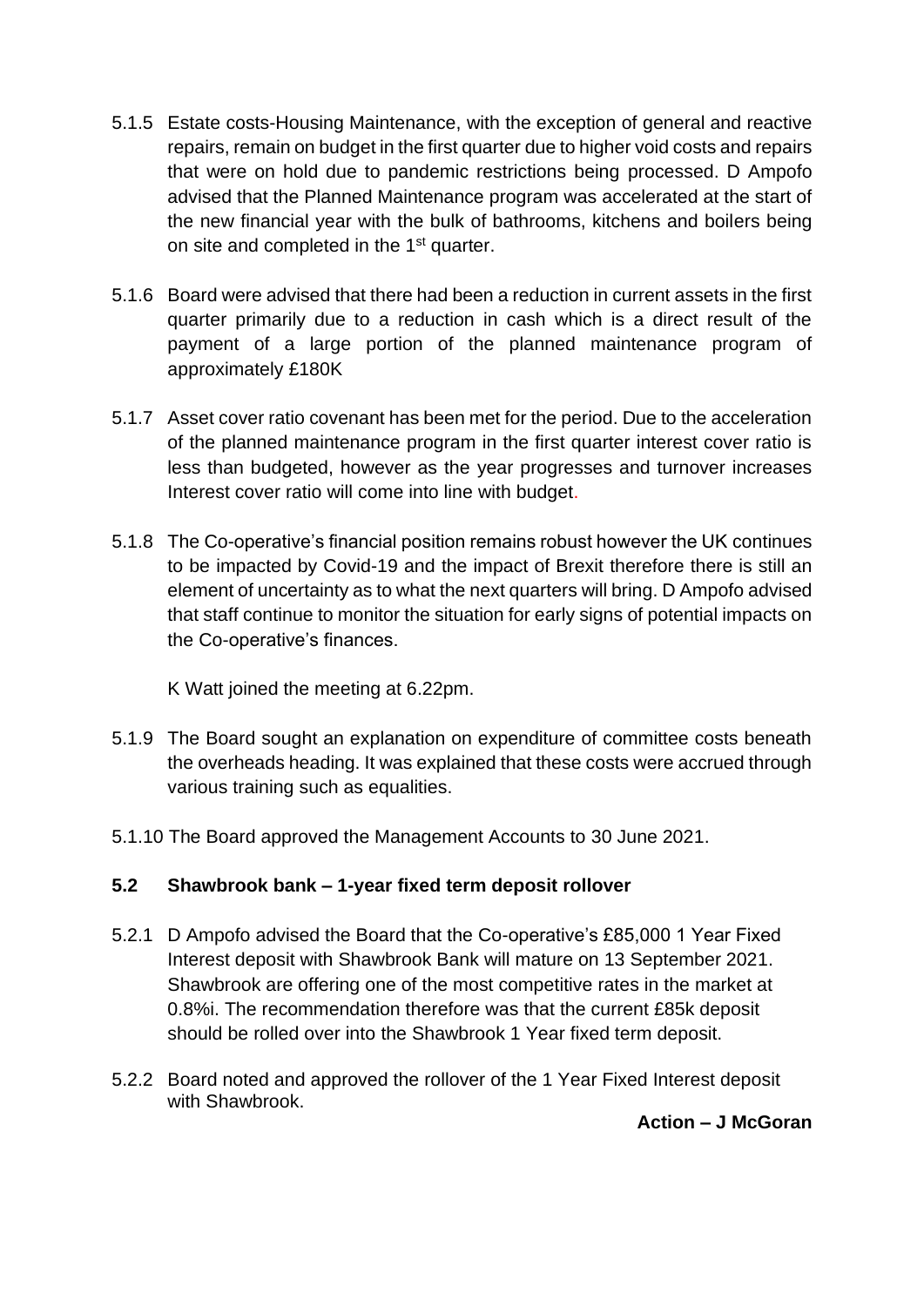5.1.5 Estate costs-Housing Maintenance, with the exception of general and reactive repairs, remain on budget in the first quarter due to higher void costs and repairs that were on hold due to pandemic restrictions being processed. D Ampofo advised that the Planned Maintenance program was accelerated at the start of the new financial year with the bulk of bathrooms, kitchens and boilers being on site and completed in the 1st quarter.

5.1.6 Board were advised that there had been a reduction in current assets in the first quarter primarily due to a reduction in cash which is a direct result of the payment of a large portion of the planned maintenance program of approximately £180K

5.1.7 Asset cover ratio covenant has been met for the period. Due to the acceleration of the planned maintenance program in the first quarter interest cover ratio is less than budgeted, however as the year progresses and turnover increases Interest cover ratio will come into line with budget.

5.1.8 The Co-operative's financial position remains robust however the UK continues to be impacted by Covid-19 and the impact of Brexit therefore there is still an element of uncertainty as to what the next quarters will bring. D Ampofo advised that staff continue to monitor the situation for early signs of potential impacts on the Co-operative's finances.

K Watt joined the meeting at 6.22pm.

5.1.9 The Board sought an explanation on expenditure of committee costs beneath the overheads heading. It was explained that these costs were accrued through various training such as equalities.

5.1.10 The Board approved the Management Accounts to 30 June 2021.

### 5.2 Shawbrook bank – 1-year fixed term deposit rollover

5.2.1 D Ampofo advised the Board that the Co-operative's £85,000 1 Year Fixed Interest deposit with Shawbrook Bank will mature on 13 September 2021. Shawbrook are offering one of the most competitive rates in the market at 0.8%i. The recommendation therefore was that the current £85k deposit should be rolled over into the Shawbrook 1 Year fixed term deposit.

5.2.2 Board noted and approved the rollover of the 1 Year Fixed Interest deposit with Shawbrook.

**Action – J McGoran**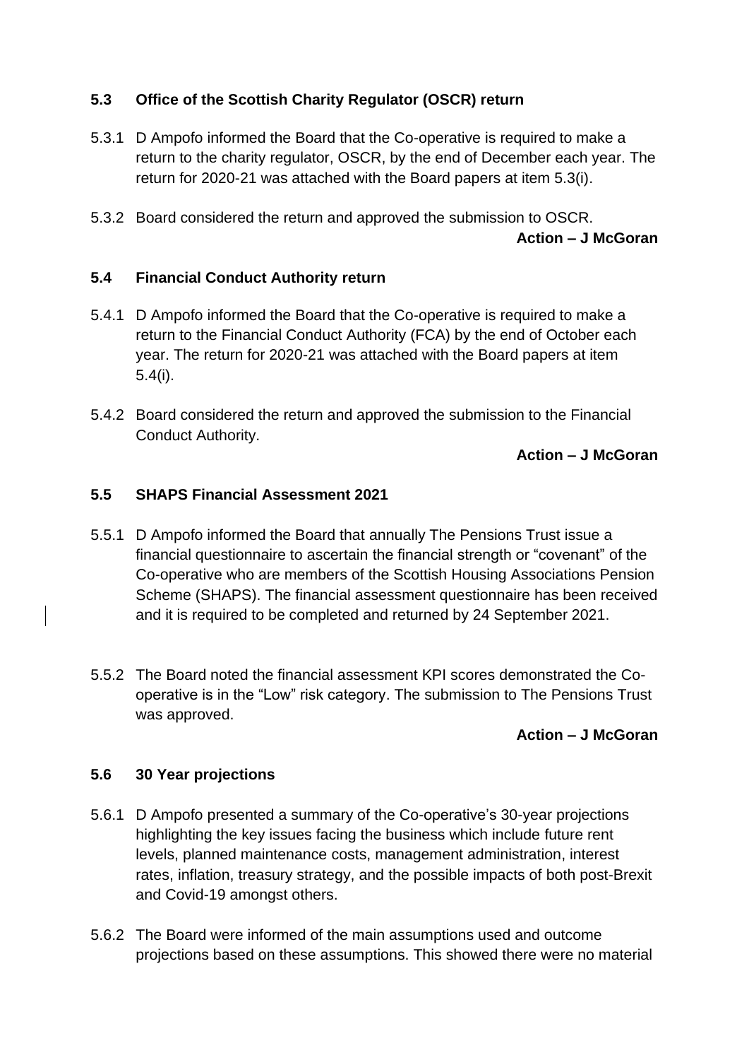### 5.3 Office of the Scottish Charity Regulator (OSCR) return

5.3.1 D Ampofo informed the Board that the Co-operative is required to make a return to the charity regulator, OSCR, by the end of December each year. The return for 2020-21 was attached with the Board papers at item 5.3(i).

5.3.2 Board considered the return and approved the submission to OSCR.

**Action – J McGoran**

### 5.4 Financial Conduct Authority return

5.4.1 D Ampofo informed the Board that the Co-operative is required to make a return to the Financial Conduct Authority (FCA) by the end of October each year. The return for 2020-21 was attached with the Board papers at item 5.4(i).

5.4.2 Board considered the return and approved the submission to the Financial Conduct Authority.

**Action – J McGoran**

### 5.5 SHAPS Financial Assessment 2021

5.5.1 D Ampofo informed the Board that annually The Pensions Trust issue a financial questionnaire to ascertain the financial strength or "covenant" of the Co-operative who are members of the Scottish Housing Associations Pension Scheme (SHAPS). The financial assessment questionnaire has been received and it is required to be completed and returned by 24 September 2021.

5.5.2 The Board noted the financial assessment KPI scores demonstrated the Co-operative is in the "Low" risk category. The submission to The Pensions Trust was approved.

**Action – J McGoran**

### 5.6 30 Year projections

5.6.1 D Ampofo presented a summary of the Co-operative's 30-year projections highlighting the key issues facing the business which include future rent levels, planned maintenance costs, management administration, interest rates, inflation, treasury strategy, and the possible impacts of both post-Brexit and Covid-19 amongst others.

5.6.2 The Board were informed of the main assumptions used and outcome projections based on these assumptions. This showed there were no material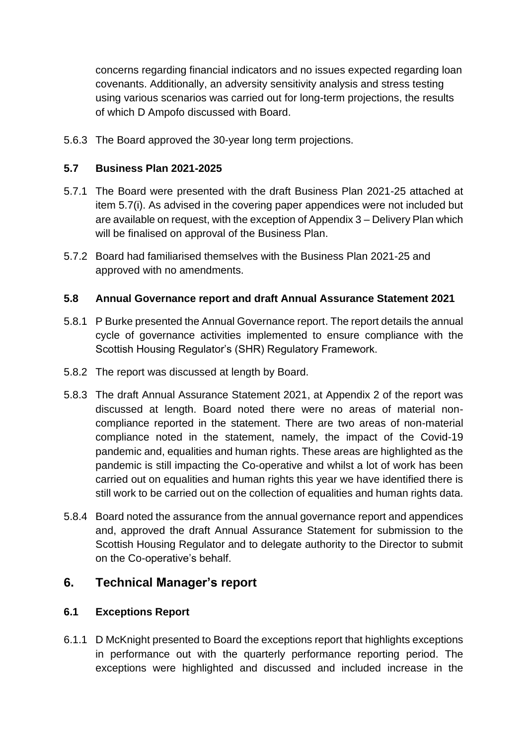concerns regarding financial indicators and no issues expected regarding loan covenants. Additionally, an adversity sensitivity analysis and stress testing using various scenarios was carried out for long-term projections, the results of which D Ampofo discussed with Board.

5.6.3 The Board approved the 30-year long term projections.

### 5.7 Business Plan 2021-2025

5.7.1 The Board were presented with the draft Business Plan 2021-25 attached at item 5.7(i). As advised in the covering paper appendices were not included but are available on request, with the exception of Appendix 3 – Delivery Plan which will be finalised on approval of the Business Plan.

5.7.2 Board had familiarised themselves with the Business Plan 2021-25 and approved with no amendments.

### 5.8 Annual Governance report and draft Annual Assurance Statement 2021

5.8.1 P Burke presented the Annual Governance report. The report details the annual cycle of governance activities implemented to ensure compliance with the Scottish Housing Regulator's (SHR) Regulatory Framework.

5.8.2 The report was discussed at length by Board.

5.8.3 The draft Annual Assurance Statement 2021, at Appendix 2 of the report was discussed at length. Board noted there were no areas of material non-compliance reported in the statement. There are two areas of non-material compliance noted in the statement, namely, the impact of the Covid-19 pandemic and, equalities and human rights. These areas are highlighted as the pandemic is still impacting the Co-operative and whilst a lot of work has been carried out on equalities and human rights this year we have identified there is still work to be carried out on the collection of equalities and human rights data.

5.8.4 Board noted the assurance from the annual governance report and appendices and, approved the draft Annual Assurance Statement for submission to the Scottish Housing Regulator and to delegate authority to the Director to submit on the Co-operative's behalf.

## 6. Technical Manager's report

### 6.1 Exceptions Report

6.1.1 D McKnight presented to Board the exceptions report that highlights exceptions in performance out with the quarterly performance reporting period. The exceptions were highlighted and discussed and included increase in the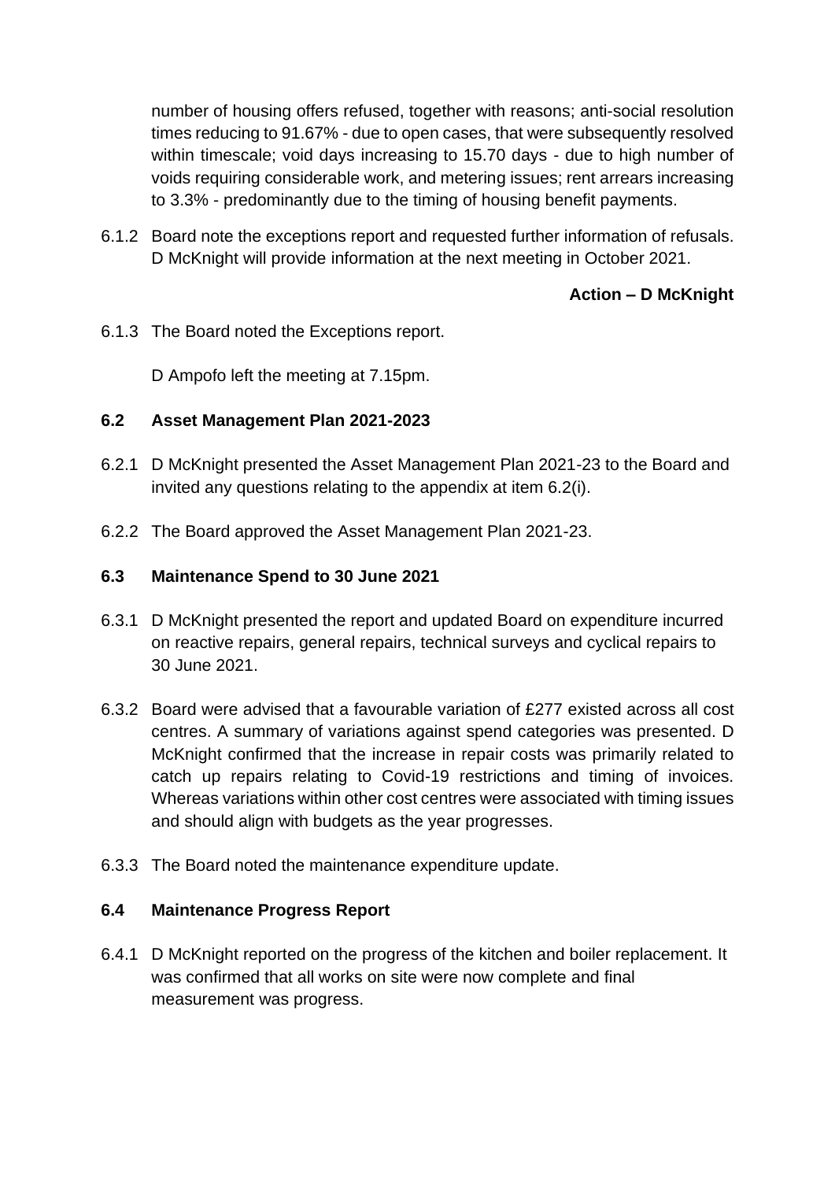number of housing offers refused, together with reasons; anti-social resolution times reducing to 91.67% - due to open cases, that were subsequently resolved within timescale; void days increasing to 15.70 days - due to high number of voids requiring considerable work, and metering issues; rent arrears increasing to 3.3% - predominantly due to the timing of housing benefit payments.

6.1.2 Board note the exceptions report and requested further information of refusals. D McKnight will provide information at the next meeting in October 2021.

**Action – D McKnight**

6.1.3 The Board noted the Exceptions report.

D Ampofo left the meeting at 7.15pm.

### 6.2 Asset Management Plan 2021-2023

6.2.1 D McKnight presented the Asset Management Plan 2021-23 to the Board and invited any questions relating to the appendix at item 6.2(i).

6.2.2 The Board approved the Asset Management Plan 2021-23.

### 6.3 Maintenance Spend to 30 June 2021

6.3.1 D McKnight presented the report and updated Board on expenditure incurred on reactive repairs, general repairs, technical surveys and cyclical repairs to 30 June 2021.

6.3.2 Board were advised that a favourable variation of £277 existed across all cost centres. A summary of variations against spend categories was presented. D McKnight confirmed that the increase in repair costs was primarily related to catch up repairs relating to Covid-19 restrictions and timing of invoices. Whereas variations within other cost centres were associated with timing issues and should align with budgets as the year progresses.

6.3.3 The Board noted the maintenance expenditure update.

### 6.4 Maintenance Progress Report

6.4.1 D McKnight reported on the progress of the kitchen and boiler replacement. It was confirmed that all works on site were now complete and final measurement was progress.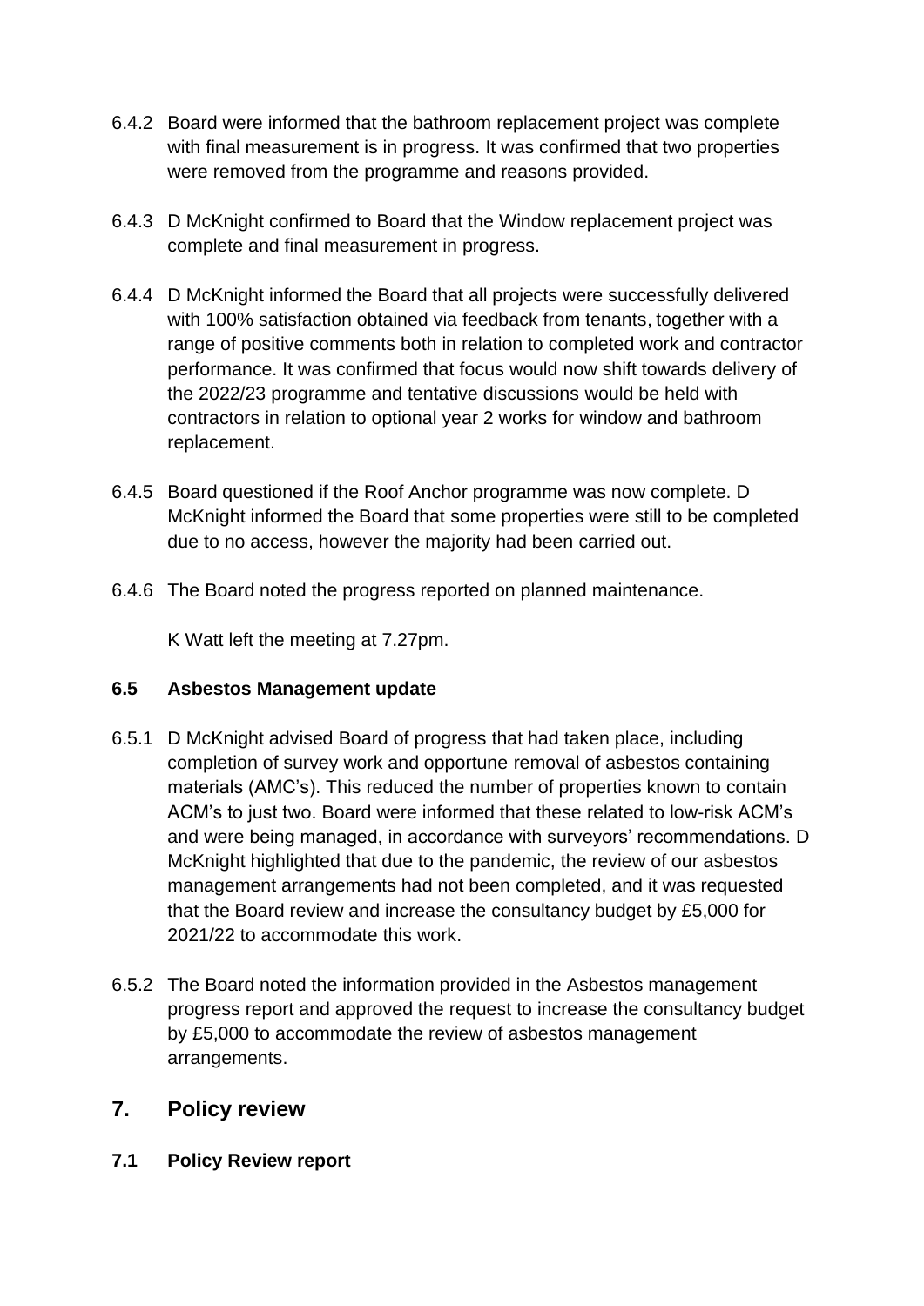6.4.2 Board were informed that the bathroom replacement project was complete with final measurement is in progress. It was confirmed that two properties were removed from the programme and reasons provided.

6.4.3 D McKnight confirmed to Board that the Window replacement project was complete and final measurement in progress.

6.4.4 D McKnight informed the Board that all projects were successfully delivered with 100% satisfaction obtained via feedback from tenants, together with a range of positive comments both in relation to completed work and contractor performance. It was confirmed that focus would now shift towards delivery of the 2022/23 programme and tentative discussions would be held with contractors in relation to optional year 2 works for window and bathroom replacement.

6.4.5 Board questioned if the Roof Anchor programme was now complete. D McKnight informed the Board that some properties were still to be completed due to no access, however the majority had been carried out.

6.4.6 The Board noted the progress reported on planned maintenance.

K Watt left the meeting at 7.27pm.

### 6.5 Asbestos Management update

6.5.1 D McKnight advised Board of progress that had taken place, including completion of survey work and opportune removal of asbestos containing materials (AMC's). This reduced the number of properties known to contain ACM's to just two. Board were informed that these related to low-risk ACM's and were being managed, in accordance with surveyors' recommendations. D McKnight highlighted that due to the pandemic, the review of our asbestos management arrangements had not been completed, and it was requested that the Board review and increase the consultancy budget by £5,000 for 2021/22 to accommodate this work.

6.5.2 The Board noted the information provided in the Asbestos management progress report and approved the request to increase the consultancy budget by £5,000 to accommodate the review of asbestos management arrangements.

## 7. Policy review

### 7.1 Policy Review report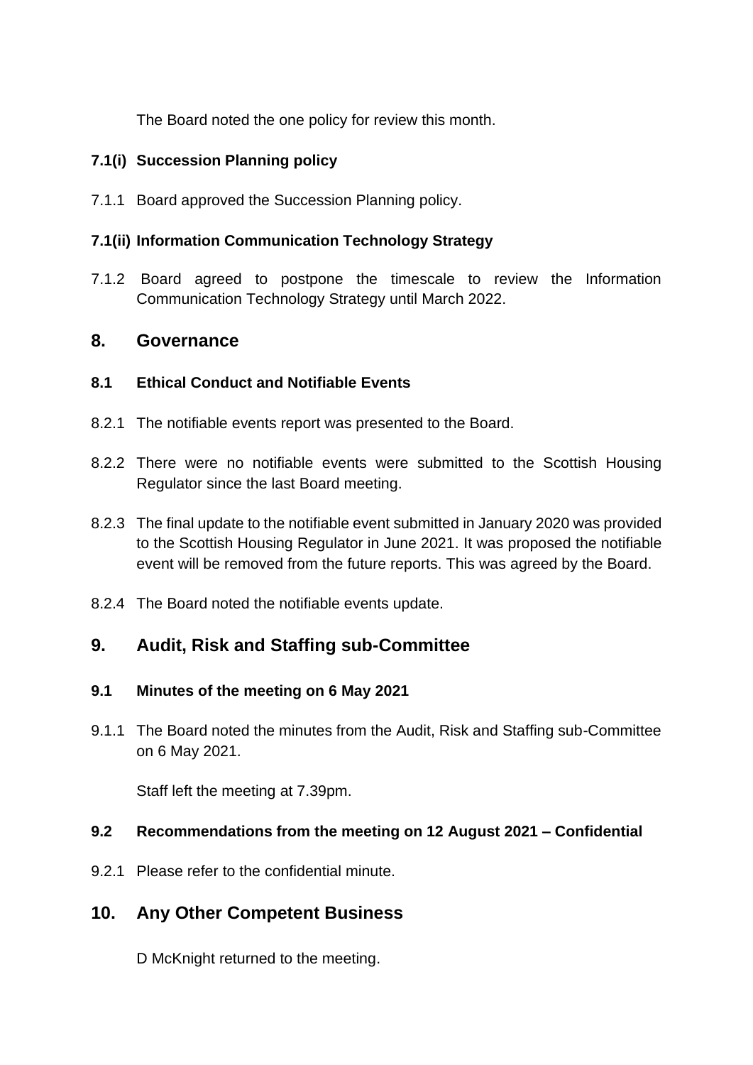The Board noted the one policy for review this month.

### 7.1(i) Succession Planning policy

7.1.1 Board approved the Succession Planning policy.

### 7.1(ii) Information Communication Technology Strategy

7.1.2 Board agreed to postpone the timescale to review the Information Communication Technology Strategy until March 2022.

## 8. Governance

### 8.1 Ethical Conduct and Notifiable Events

8.2.1 The notifiable events report was presented to the Board.

8.2.2 There were no notifiable events were submitted to the Scottish Housing Regulator since the last Board meeting.

8.2.3 The final update to the notifiable event submitted in January 2020 was provided to the Scottish Housing Regulator in June 2021. It was proposed the notifiable event will be removed from the future reports. This was agreed by the Board.

8.2.4 The Board noted the notifiable events update.

## 9. Audit, Risk and Staffing sub-Committee

### 9.1 Minutes of the meeting on 6 May 2021

9.1.1 The Board noted the minutes from the Audit, Risk and Staffing sub-Committee on 6 May 2021.

Staff left the meeting at 7.39pm.

### 9.2 Recommendations from the meeting on 12 August 2021 – Confidential

9.2.1 Please refer to the confidential minute.

## 10. Any Other Competent Business

D McKnight returned to the meeting.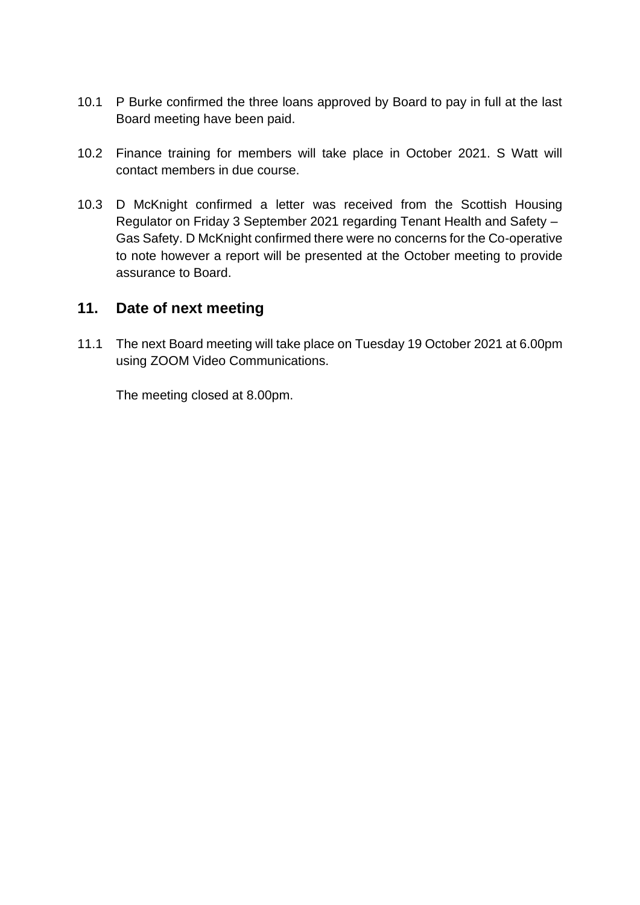10.1 P Burke confirmed the three loans approved by Board to pay in full at the last Board meeting have been paid.

10.2 Finance training for members will take place in October 2021. S Watt will contact members in due course.

10.3 D McKnight confirmed a letter was received from the Scottish Housing Regulator on Friday 3 September 2021 regarding Tenant Health and Safety – Gas Safety. D McKnight confirmed there were no concerns for the Co-operative to note however a report will be presented at the October meeting to provide assurance to Board.

## 11. Date of next meeting

11.1 The next Board meeting will take place on Tuesday 19 October 2021 at 6.00pm using ZOOM Video Communications.

The meeting closed at 8.00pm.